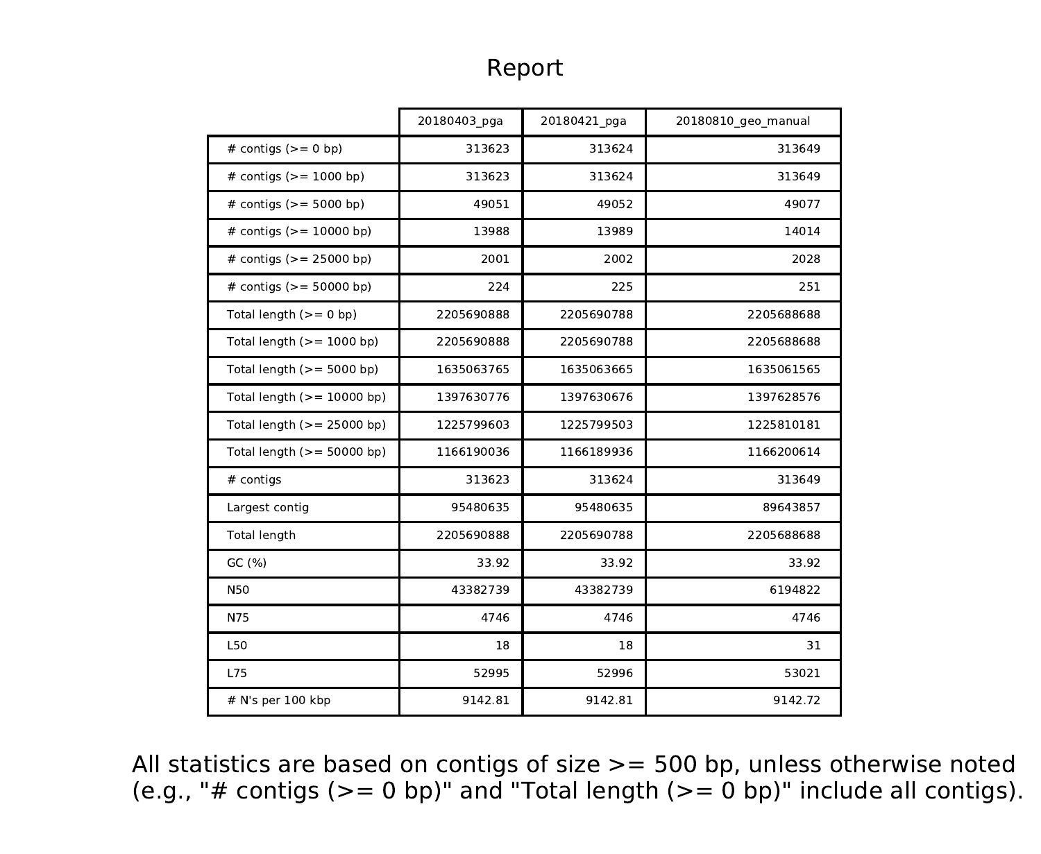# Report

| | 20180403_pga | 20180421_pga | 20180810_geo_manual |
|---|---|---|---|
| # contigs (>= 0 bp) | 313623 | 313624 | 313649 |
| # contigs (>= 1000 bp) | 313623 | 313624 | 313649 |
| # contigs (>= 5000 bp) | 49051 | 49052 | 49077 |
| # contigs (>= 10000 bp) | 13988 | 13989 | 14014 |
| # contigs (>= 25000 bp) | 2001 | 2002 | 2028 |
| # contigs (>= 50000 bp) | 224 | 225 | 251 |
| Total length (>= 0 bp) | 2205690888 | 2205690788 | 2205688688 |
| Total length (>= 1000 bp) | 2205690888 | 2205690788 | 2205688688 |
| Total length (>= 5000 bp) | 1635063765 | 1635063665 | 1635061565 |
| Total length (>= 10000 bp) | 1397630776 | 1397630676 | 1397628576 |
| Total length (>= 25000 bp) | 1225799603 | 1225799503 | 1225810181 |
| Total length (>= 50000 bp) | 1166190036 | 1166189936 | 1166200614 |
| # contigs | 313623 | 313624 | 313649 |
| Largest contig | 95480635 | 95480635 | 89643857 |
| Total length | 2205690888 | 2205690788 | 2205688688 |
| GC (%) | 33.92 | 33.92 | 33.92 |
| N50 | 43382739 | 43382739 | 6194822 |
| N75 | 4746 | 4746 | 4746 |
| L50 | 18 | 18 | 31 |
| L75 | 52995 | 52996 | 53021 |
| # N's per 100 kbp | 9142.81 | 9142.81 | 9142.72 |

All statistics are based on contigs of size >= 500 bp, unless otherwise noted (e.g., "# contigs (>= 0 bp)" and "Total length (>= 0 bp)" include all contigs).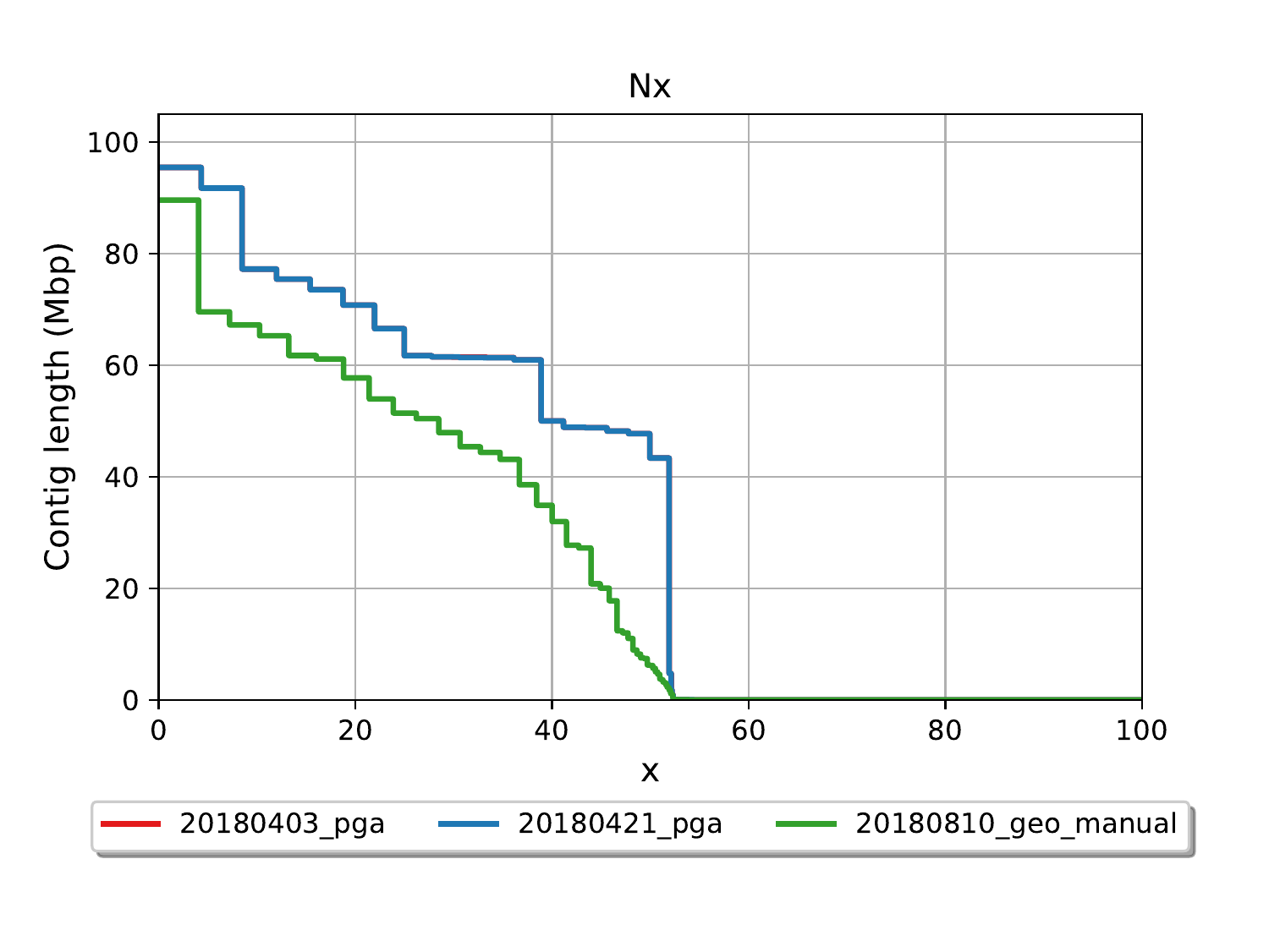Nx

Contig length (Mbp)

x

20180403_pga    20180421_pga    20180810_geo_manual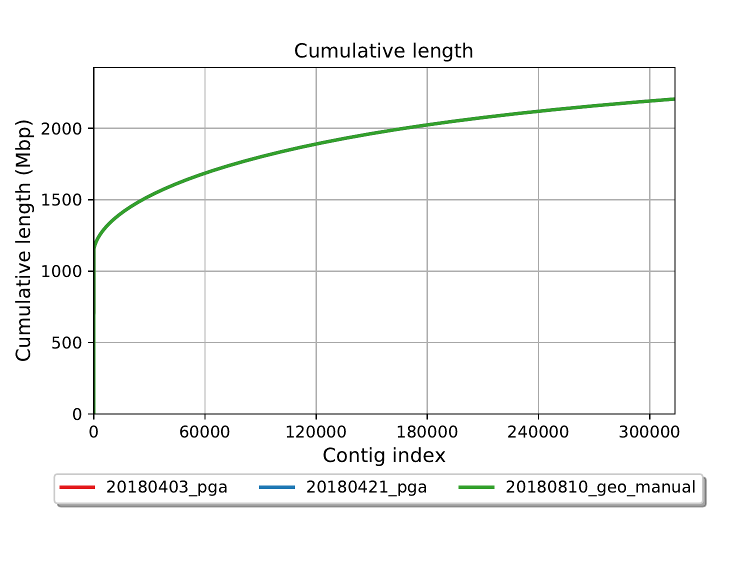Cumulative length

Cumulative length (Mbp)

Contig index

20180403_pga 20180421_pga 20180810_geo_manual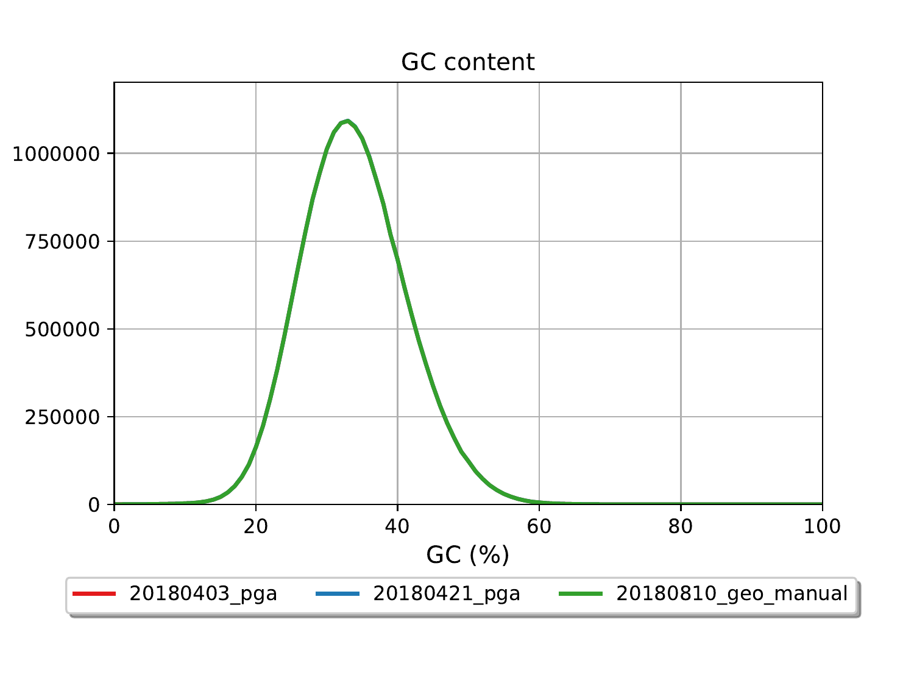GC content

GC (%)

20180403_pga
20180421_pga
20180810_geo_manual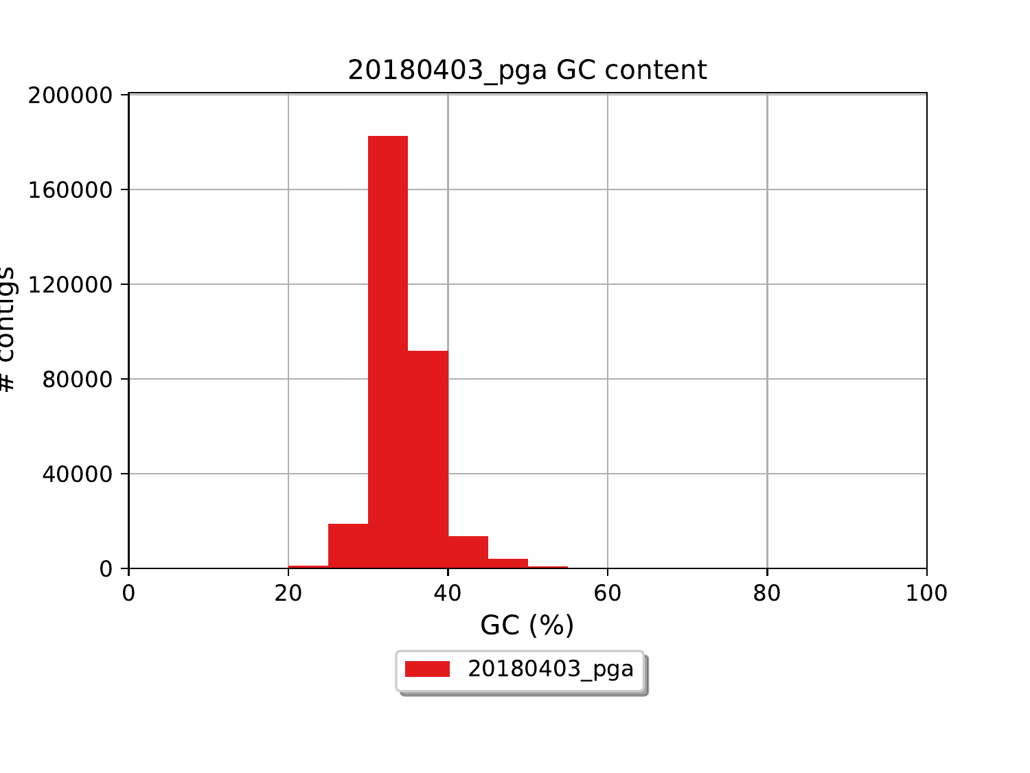20180403_pga GC content

# contigs

GC (%)

20180403_pga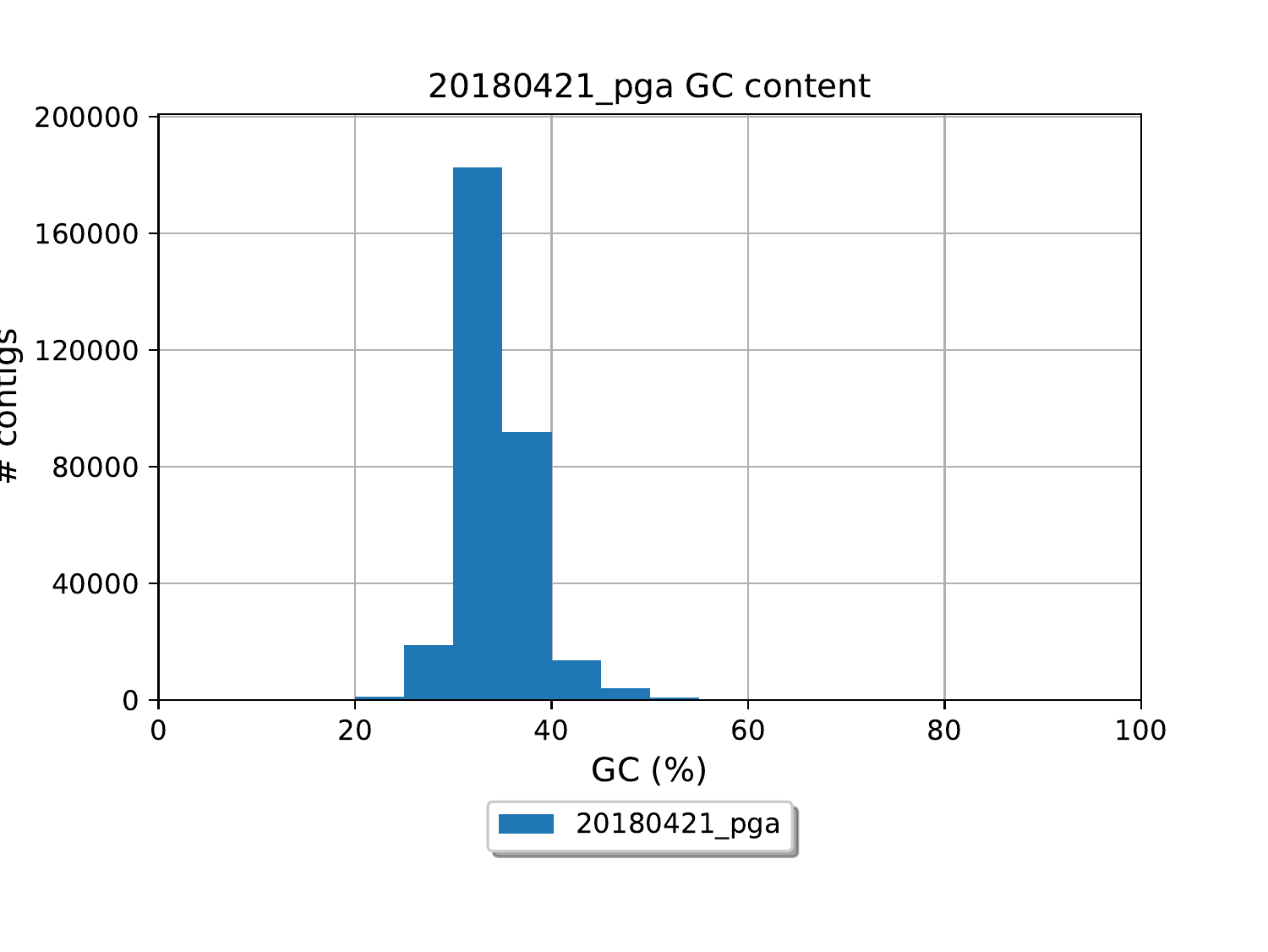20180421_pga GC content

# contigs

GC (%)

20180421_pga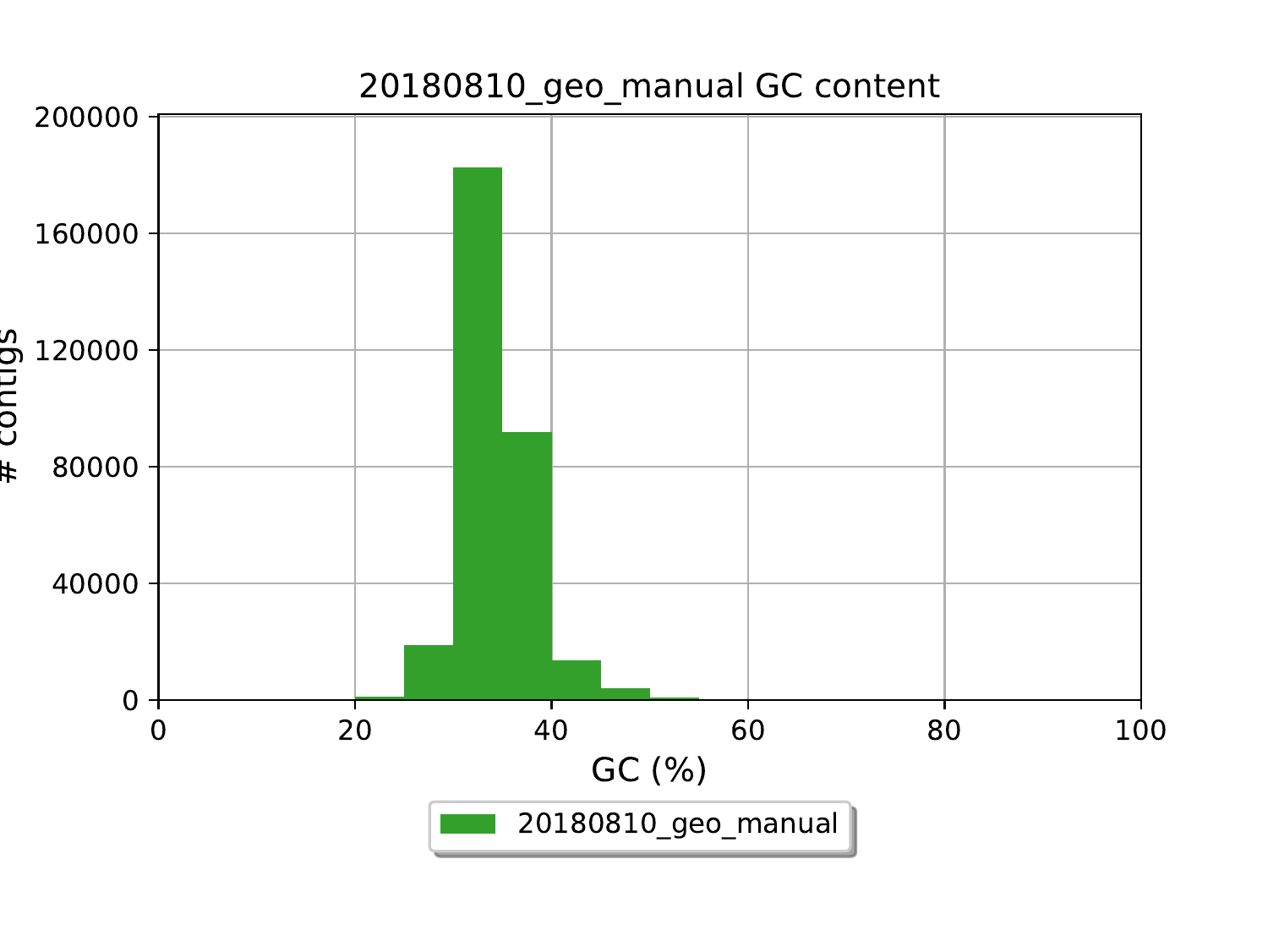20180810_geo_manual GC content

200000

160000

120000

80000

40000

0

# contigs

0

20

40

60

80

100

GC (%)

20180810_geo_manual